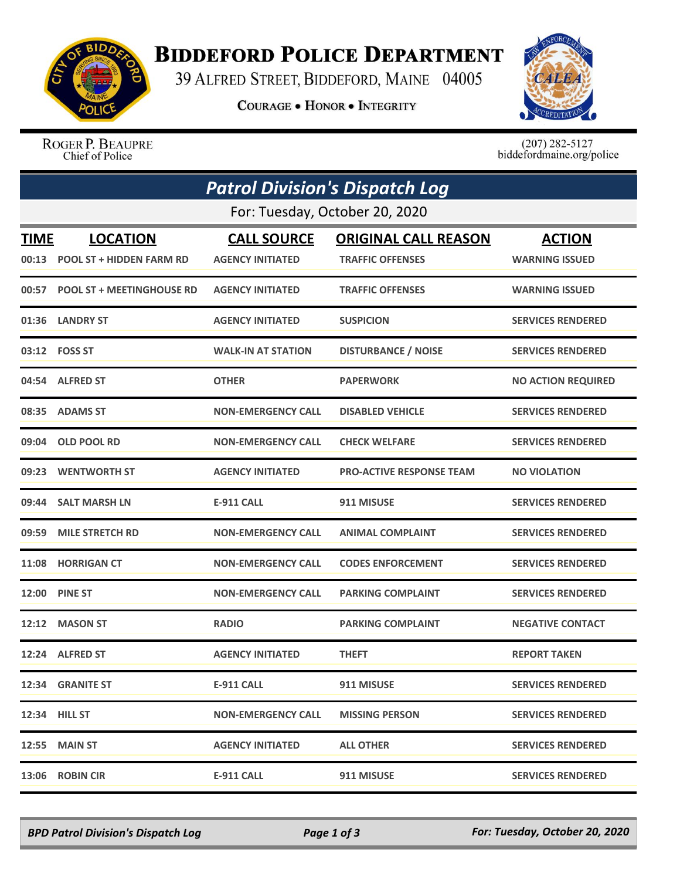# Biddeford Police Department

39 Alfred Street, Biddeford, Maine 04005

**Courage • Honor • Integrity**

Roger P. Beaupre
Chief of Police

(207) 282-5127
biddefordmaine.org/police

## *Patrol Division's Dispatch Log*

For: Tuesday, October 20, 2020

| TIME | LOCATION | CALL SOURCE | ORIGINAL CALL REASON | ACTION |
|---|---|---|---|---|
| 00:13 | POOL ST + HIDDEN FARM RD | AGENCY INITIATED | TRAFFIC OFFENSES | WARNING ISSUED |
| 00:57 | POOL ST + MEETINGHOUSE RD | AGENCY INITIATED | TRAFFIC OFFENSES | WARNING ISSUED |
| 01:36 | LANDRY ST | AGENCY INITIATED | SUSPICION | SERVICES RENDERED |
| 03:12 | FOSS ST | WALK-IN AT STATION | DISTURBANCE / NOISE | SERVICES RENDERED |
| 04:54 | ALFRED ST | OTHER | PAPERWORK | NO ACTION REQUIRED |
| 08:35 | ADAMS ST | NON-EMERGENCY CALL | DISABLED VEHICLE | SERVICES RENDERED |
| 09:04 | OLD POOL RD | NON-EMERGENCY CALL | CHECK WELFARE | SERVICES RENDERED |
| 09:23 | WENTWORTH ST | AGENCY INITIATED | PRO-ACTIVE RESPONSE TEAM | NO VIOLATION |
| 09:44 | SALT MARSH LN | E-911 CALL | 911 MISUSE | SERVICES RENDERED |
| 09:59 | MILE STRETCH RD | NON-EMERGENCY CALL | ANIMAL COMPLAINT | SERVICES RENDERED |
| 11:08 | HORRIGAN CT | NON-EMERGENCY CALL | CODES ENFORCEMENT | SERVICES RENDERED |
| 12:00 | PINE ST | NON-EMERGENCY CALL | PARKING COMPLAINT | SERVICES RENDERED |
| 12:12 | MASON ST | RADIO | PARKING COMPLAINT | NEGATIVE CONTACT |
| 12:24 | ALFRED ST | AGENCY INITIATED | THEFT | REPORT TAKEN |
| 12:34 | GRANITE ST | E-911 CALL | 911 MISUSE | SERVICES RENDERED |
| 12:34 | HILL ST | NON-EMERGENCY CALL | MISSING PERSON | SERVICES RENDERED |
| 12:55 | MAIN ST | AGENCY INITIATED | ALL OTHER | SERVICES RENDERED |
| 13:06 | ROBIN CIR | E-911 CALL | 911 MISUSE | SERVICES RENDERED |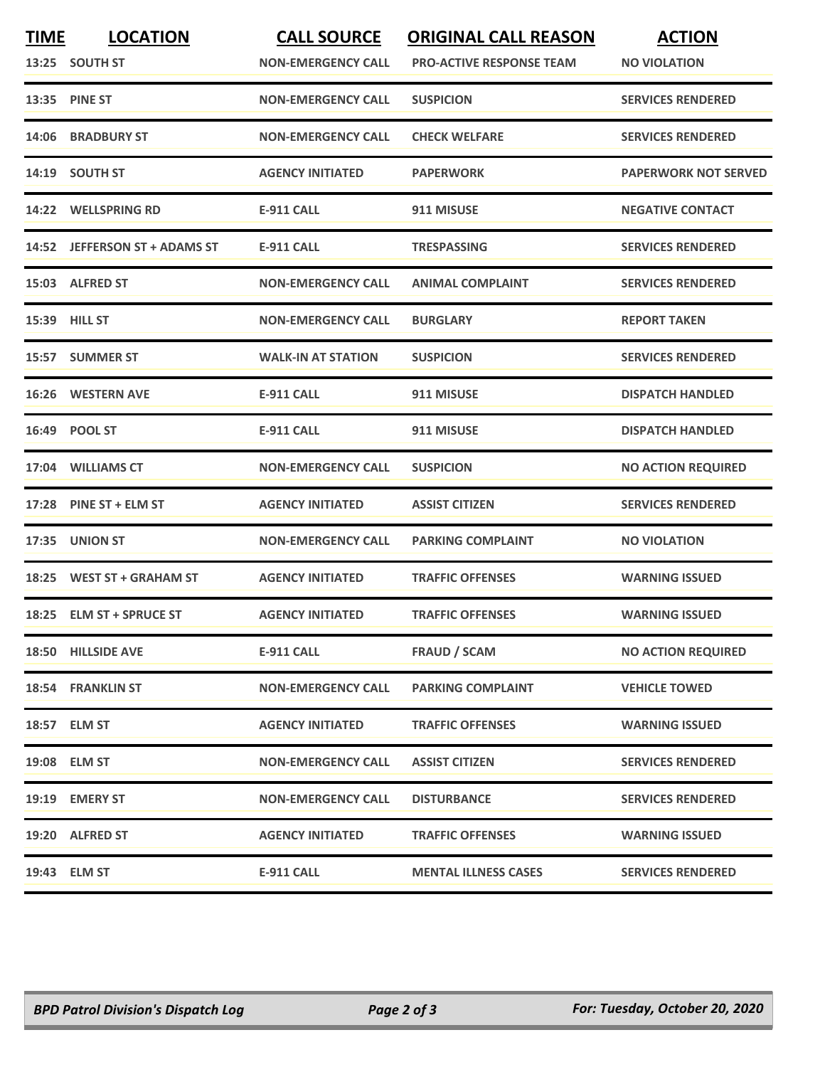| TIME | LOCATION | CALL SOURCE | ORIGINAL CALL REASON | ACTION |
|---|---|---|---|---|
| 13:25 | SOUTH ST | NON-EMERGENCY CALL | PRO-ACTIVE RESPONSE TEAM | NO VIOLATION |
| 13:35 | PINE ST | NON-EMERGENCY CALL | SUSPICION | SERVICES RENDERED |
| 14:06 | BRADBURY ST | NON-EMERGENCY CALL | CHECK WELFARE | SERVICES RENDERED |
| 14:19 | SOUTH ST | AGENCY INITIATED | PAPERWORK | PAPERWORK NOT SERVED |
| 14:22 | WELLSPRING RD | E-911 CALL | 911 MISUSE | NEGATIVE CONTACT |
| 14:52 | JEFFERSON ST + ADAMS ST | E-911 CALL | TRESPASSING | SERVICES RENDERED |
| 15:03 | ALFRED ST | NON-EMERGENCY CALL | ANIMAL COMPLAINT | SERVICES RENDERED |
| 15:39 | HILL ST | NON-EMERGENCY CALL | BURGLARY | REPORT TAKEN |
| 15:57 | SUMMER ST | WALK-IN AT STATION | SUSPICION | SERVICES RENDERED |
| 16:26 | WESTERN AVE | E-911 CALL | 911 MISUSE | DISPATCH HANDLED |
| 16:49 | POOL ST | E-911 CALL | 911 MISUSE | DISPATCH HANDLED |
| 17:04 | WILLIAMS CT | NON-EMERGENCY CALL | SUSPICION | NO ACTION REQUIRED |
| 17:28 | PINE ST + ELM ST | AGENCY INITIATED | ASSIST CITIZEN | SERVICES RENDERED |
| 17:35 | UNION ST | NON-EMERGENCY CALL | PARKING COMPLAINT | NO VIOLATION |
| 18:25 | WEST ST + GRAHAM ST | AGENCY INITIATED | TRAFFIC OFFENSES | WARNING ISSUED |
| 18:25 | ELM ST + SPRUCE ST | AGENCY INITIATED | TRAFFIC OFFENSES | WARNING ISSUED |
| 18:50 | HILLSIDE AVE | E-911 CALL | FRAUD / SCAM | NO ACTION REQUIRED |
| 18:54 | FRANKLIN ST | NON-EMERGENCY CALL | PARKING COMPLAINT | VEHICLE TOWED |
| 18:57 | ELM ST | AGENCY INITIATED | TRAFFIC OFFENSES | WARNING ISSUED |
| 19:08 | ELM ST | NON-EMERGENCY CALL | ASSIST CITIZEN | SERVICES RENDERED |
| 19:19 | EMERY ST | NON-EMERGENCY CALL | DISTURBANCE | SERVICES RENDERED |
| 19:20 | ALFRED ST | AGENCY INITIATED | TRAFFIC OFFENSES | WARNING ISSUED |
| 19:43 | ELM ST | E-911 CALL | MENTAL ILLNESS CASES | SERVICES RENDERED |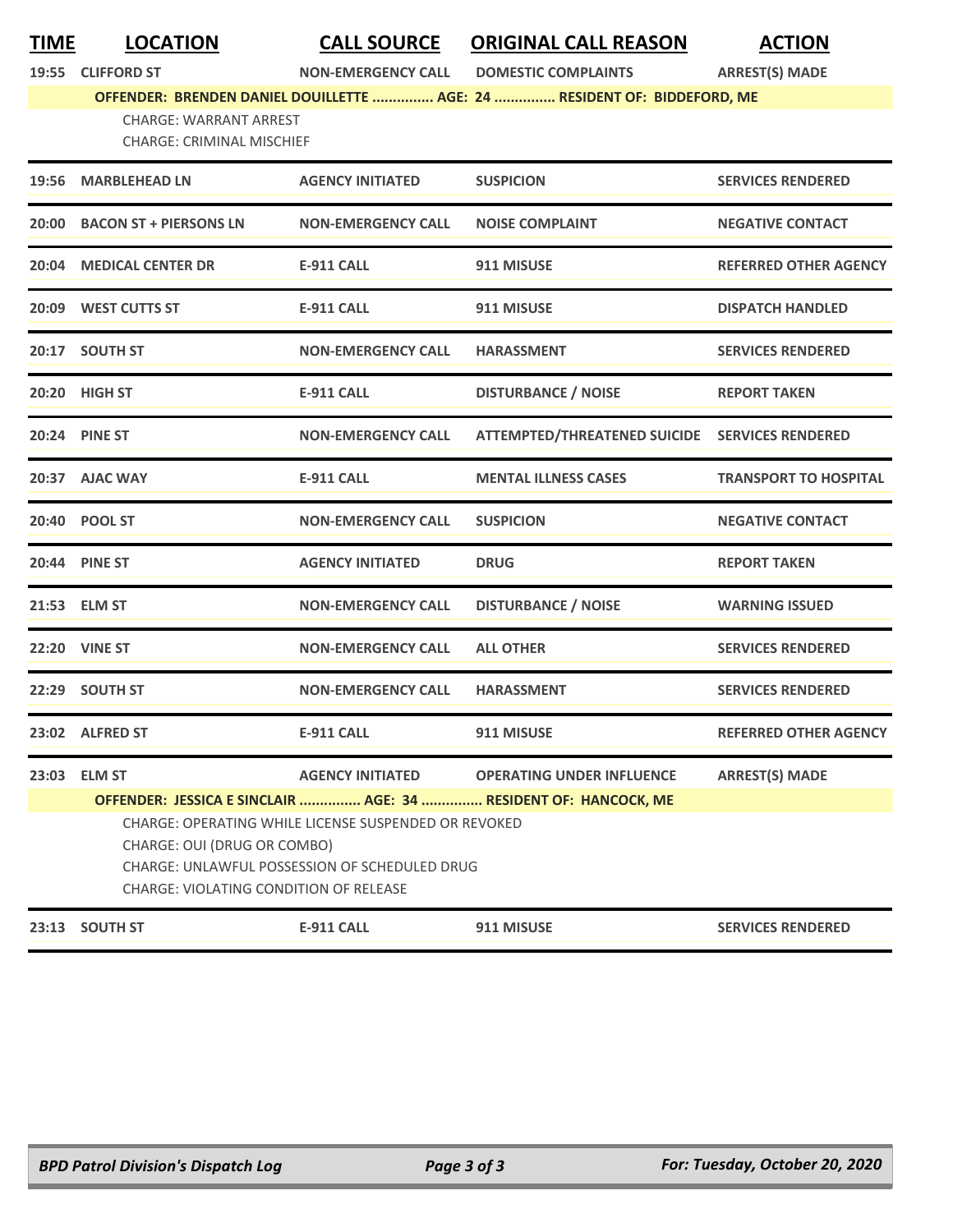| TIME | LOCATION | CALL SOURCE | ORIGINAL CALL REASON | ACTION |
|---|---|---|---|---|
| 19:55 | CLIFFORD ST | NON-EMERGENCY CALL | DOMESTIC COMPLAINTS | ARREST(S) MADE |
| | **OFFENDER: BRENDEN DANIEL DOUILLETTE ............... AGE: 24 ............... RESIDENT OF: BIDDEFORD, ME** | | | |
| | CHARGE: WARRANT ARREST<br>CHARGE: CRIMINAL MISCHIEF | | | |
| 19:56 | MARBLEHEAD LN | AGENCY INITIATED | SUSPICION | SERVICES RENDERED |
| 20:00 | BACON ST + PIERSONS LN | NON-EMERGENCY CALL | NOISE COMPLAINT | NEGATIVE CONTACT |
| 20:04 | MEDICAL CENTER DR | E-911 CALL | 911 MISUSE | REFERRED OTHER AGENCY |
| 20:09 | WEST CUTTS ST | E-911 CALL | 911 MISUSE | DISPATCH HANDLED |
| 20:17 | SOUTH ST | NON-EMERGENCY CALL | HARASSMENT | SERVICES RENDERED |
| 20:20 | HIGH ST | E-911 CALL | DISTURBANCE / NOISE | REPORT TAKEN |
| 20:24 | PINE ST | NON-EMERGENCY CALL | ATTEMPTED/THREATENED SUICIDE | SERVICES RENDERED |
| 20:37 | AJAC WAY | E-911 CALL | MENTAL ILLNESS CASES | TRANSPORT TO HOSPITAL |
| 20:40 | POOL ST | NON-EMERGENCY CALL | SUSPICION | NEGATIVE CONTACT |
| 20:44 | PINE ST | AGENCY INITIATED | DRUG | REPORT TAKEN |
| 21:53 | ELM ST | NON-EMERGENCY CALL | DISTURBANCE / NOISE | WARNING ISSUED |
| 22:20 | VINE ST | NON-EMERGENCY CALL | ALL OTHER | SERVICES RENDERED |
| 22:29 | SOUTH ST | NON-EMERGENCY CALL | HARASSMENT | SERVICES RENDERED |
| 23:02 | ALFRED ST | E-911 CALL | 911 MISUSE | REFERRED OTHER AGENCY |
| 23:03 | ELM ST | AGENCY INITIATED | OPERATING UNDER INFLUENCE | ARREST(S) MADE |
| | **OFFENDER: JESSICA E SINCLAIR ............... AGE: 34 ............... RESIDENT OF: HANCOCK, ME** | | | |
| | CHARGE: OPERATING WHILE LICENSE SUSPENDED OR REVOKED<br>CHARGE: OUI (DRUG OR COMBO)<br>CHARGE: UNLAWFUL POSSESSION OF SCHEDULED DRUG<br>CHARGE: VIOLATING CONDITION OF RELEASE | | | |
| 23:13 | SOUTH ST | E-911 CALL | 911 MISUSE | SERVICES RENDERED |

*BPD Patrol Division's Dispatch Log* — *For: Tuesday, October 20, 2020*